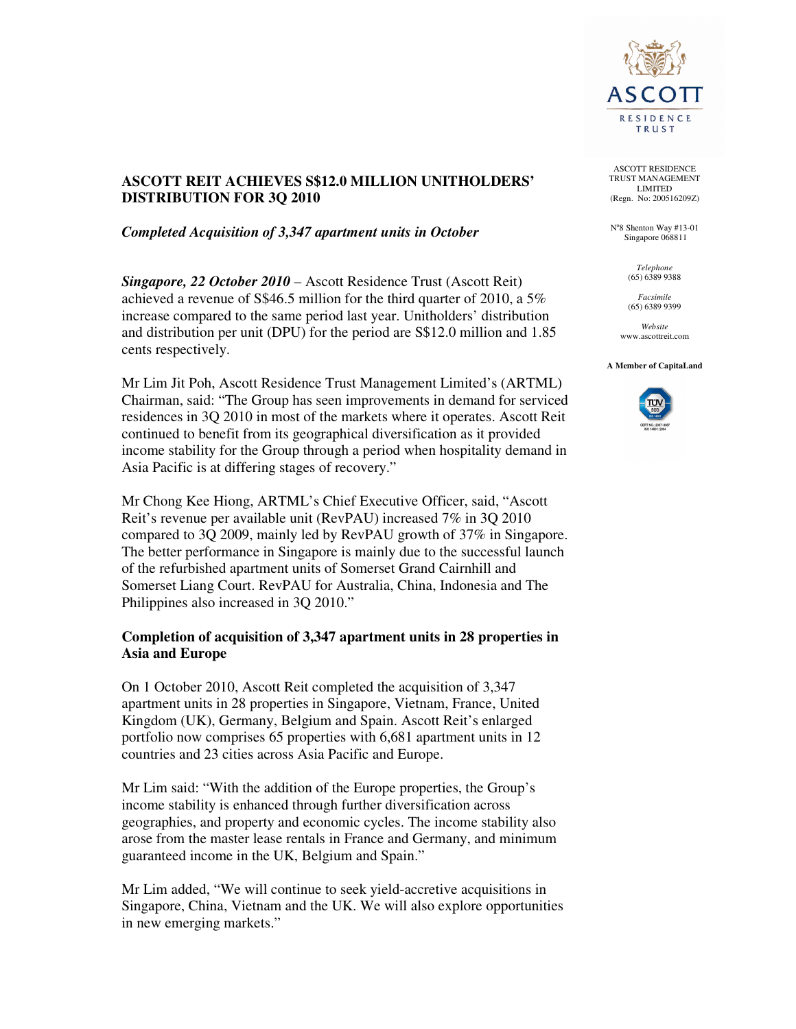ASCOTT RESIDENCE TRUST MANAGEMENT LIMITED
(Regn. No: 200516209Z)

N°8 Shenton Way #13-01
Singapore 068811

*Telephone*
(65) 6389 9388

*Facsimile*
(65) 6389 9399

*Website*
www.ascottreit.com

**A Member of CapitaLand**

# ASCOTT REIT ACHIEVES S$12.0 MILLION UNITHOLDERS' DISTRIBUTION FOR 3Q 2010

***Completed Acquisition of 3,347 apartment units in October***

***Singapore, 22 October 2010*** – Ascott Residence Trust (Ascott Reit) achieved a revenue of S$46.5 million for the third quarter of 2010, a 5% increase compared to the same period last year. Unitholders' distribution and distribution per unit (DPU) for the period are S$12.0 million and 1.85 cents respectively.

Mr Lim Jit Poh, Ascott Residence Trust Management Limited's (ARTML) Chairman, said: "The Group has seen improvements in demand for serviced residences in 3Q 2010 in most of the markets where it operates. Ascott Reit continued to benefit from its geographical diversification as it provided income stability for the Group through a period when hospitality demand in Asia Pacific is at differing stages of recovery."

Mr Chong Kee Hiong, ARTML's Chief Executive Officer, said, "Ascott Reit's revenue per available unit (RevPAU) increased 7% in 3Q 2010 compared to 3Q 2009, mainly led by RevPAU growth of 37% in Singapore. The better performance in Singapore is mainly due to the successful launch of the refurbished apartment units of Somerset Grand Cairnhill and Somerset Liang Court. RevPAU for Australia, China, Indonesia and The Philippines also increased in 3Q 2010."

## Completion of acquisition of 3,347 apartment units in 28 properties in Asia and Europe

On 1 October 2010, Ascott Reit completed the acquisition of 3,347 apartment units in 28 properties in Singapore, Vietnam, France, United Kingdom (UK), Germany, Belgium and Spain. Ascott Reit's enlarged portfolio now comprises 65 properties with 6,681 apartment units in 12 countries and 23 cities across Asia Pacific and Europe.

Mr Lim said: "With the addition of the Europe properties, the Group's income stability is enhanced through further diversification across geographies, and property and economic cycles. The income stability also arose from the master lease rentals in France and Germany, and minimum guaranteed income in the UK, Belgium and Spain."

Mr Lim added, "We will continue to seek yield-accretive acquisitions in Singapore, China, Vietnam and the UK. We will also explore opportunities in new emerging markets."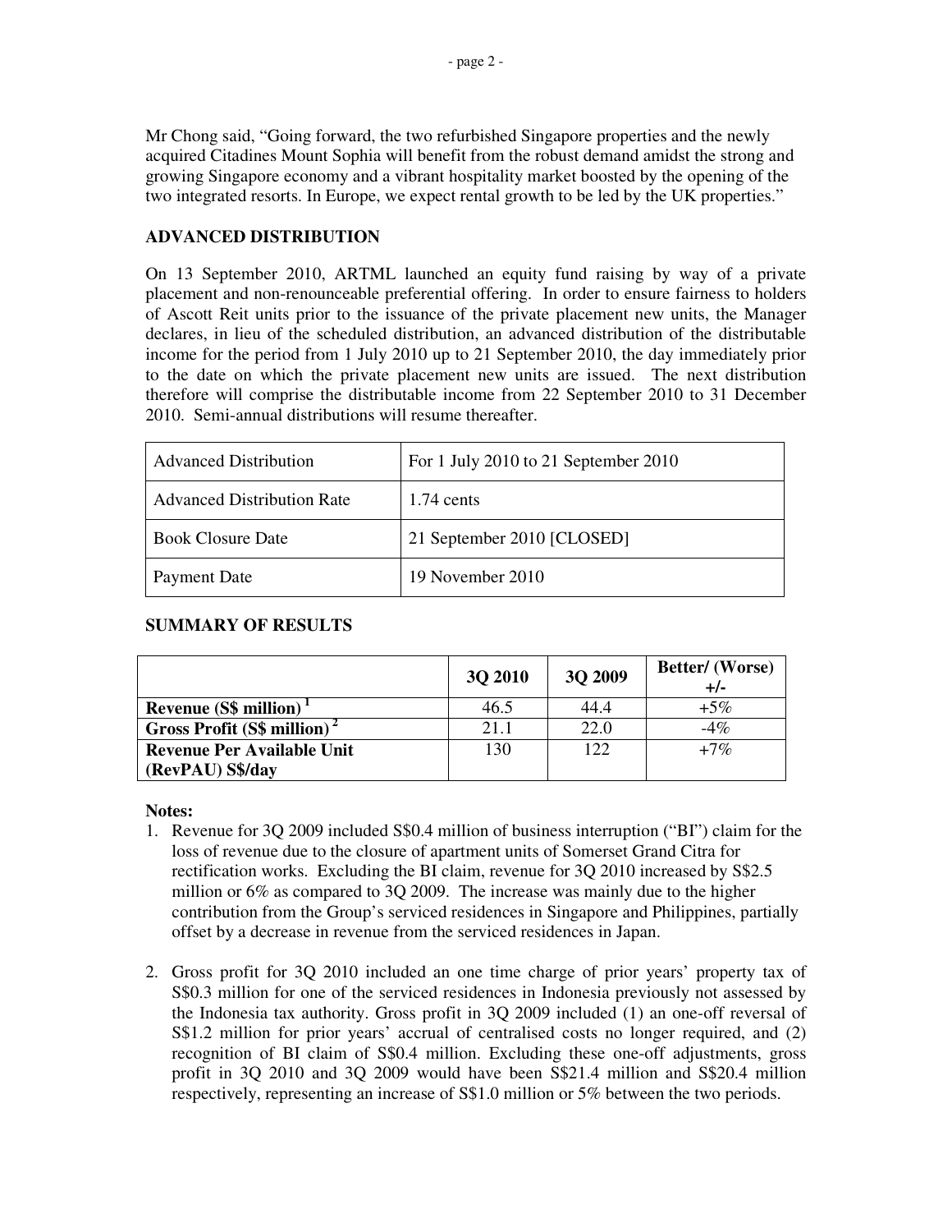Mr Chong said, "Going forward, the two refurbished Singapore properties and the newly acquired Citadines Mount Sophia will benefit from the robust demand amidst the strong and growing Singapore economy and a vibrant hospitality market boosted by the opening of the two integrated resorts. In Europe, we expect rental growth to be led by the UK properties."

## ADVANCED DISTRIBUTION

On 13 September 2010, ARTML launched an equity fund raising by way of a private placement and non-renounceable preferential offering. In order to ensure fairness to holders of Ascott Reit units prior to the issuance of the private placement new units, the Manager declares, in lieu of the scheduled distribution, an advanced distribution of the distributable income for the period from 1 July 2010 up to 21 September 2010, the day immediately prior to the date on which the private placement new units are issued. The next distribution therefore will comprise the distributable income from 22 September 2010 to 31 December 2010. Semi-annual distributions will resume thereafter.

| | |
|---|---|
| Advanced Distribution | For 1 July 2010 to 21 September 2010 |
| Advanced Distribution Rate | 1.74 cents |
| Book Closure Date | 21 September 2010 [CLOSED] |
| Payment Date | 19 November 2010 |

## SUMMARY OF RESULTS

| | 3Q 2010 | 3Q 2009 | Better/ (Worse) +/- |
|---|---|---|---|
| **Revenue (S$ million)** [1] | 46.5 | 44.4 | +5% |
| **Gross Profit (S$ million)** [2] | 21.1 | 22.0 | -4% |
| **Revenue Per Available Unit (RevPAU) S$/day** | 130 | 122 | +7% |

**Notes:**

1. Revenue for 3Q 2009 included S$0.4 million of business interruption ("BI") claim for the loss of revenue due to the closure of apartment units of Somerset Grand Citra for rectification works. Excluding the BI claim, revenue for 3Q 2010 increased by S$2.5 million or 6% as compared to 3Q 2009. The increase was mainly due to the higher contribution from the Group's serviced residences in Singapore and Philippines, partially offset by a decrease in revenue from the serviced residences in Japan.

2. Gross profit for 3Q 2010 included an one time charge of prior years' property tax of S$0.3 million for one of the serviced residences in Indonesia previously not assessed by the Indonesia tax authority. Gross profit in 3Q 2009 included (1) an one-off reversal of S$1.2 million for prior years' accrual of centralised costs no longer required, and (2) recognition of BI claim of S$0.4 million. Excluding these one-off adjustments, gross profit in 3Q 2010 and 3Q 2009 would have been S$21.4 million and S$20.4 million respectively, representing an increase of S$1.0 million or 5% between the two periods.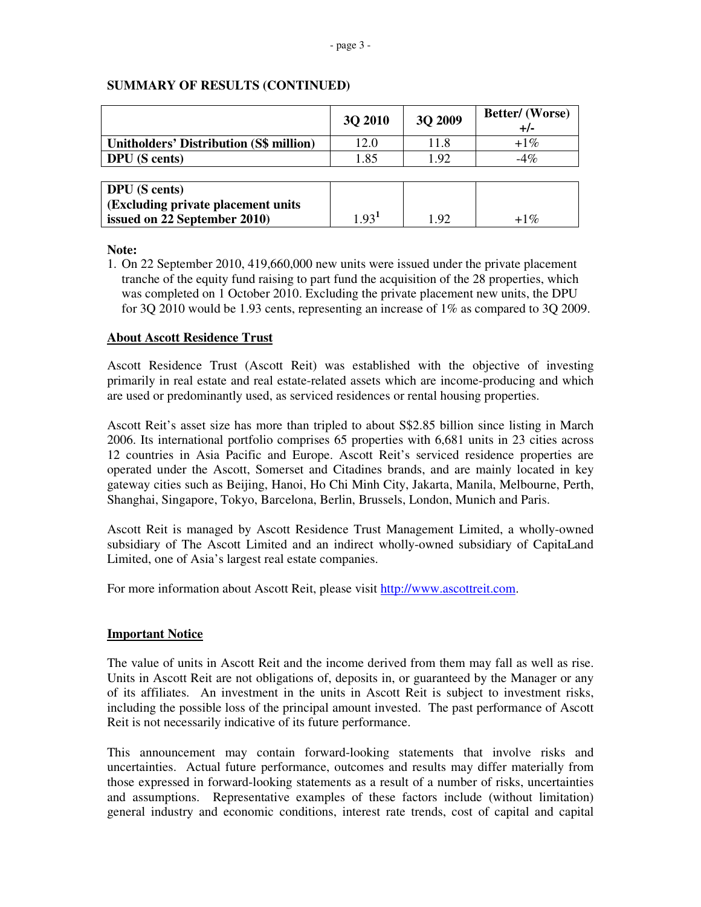**SUMMARY OF RESULTS (CONTINUED)**

| | 3Q 2010 | 3Q 2009 | Better/ (Worse) +/- |
|---|---|---|---|
| **Unitholders' Distribution (S$ million)** | 12.0 | 11.8 | +1% |
| **DPU (S cents)** | 1.85 | 1.92 | -4% |

| | | | |
|---|---|---|---|
| **DPU (S cents) (Excluding private placement units issued on 22 September 2010)** | 1.93[1] | 1.92 | +1% |

**Note:**

1. On 22 September 2010, 419,660,000 new units were issued under the private placement tranche of the equity fund raising to part fund the acquisition of the 28 properties, which was completed on 1 October 2010. Excluding the private placement new units, the DPU for 3Q 2010 would be 1.93 cents, representing an increase of 1% as compared to 3Q 2009.

**About Ascott Residence Trust**

Ascott Residence Trust (Ascott Reit) was established with the objective of investing primarily in real estate and real estate-related assets which are income-producing and which are used or predominantly used, as serviced residences or rental housing properties.

Ascott Reit's asset size has more than tripled to about S$2.85 billion since listing in March 2006. Its international portfolio comprises 65 properties with 6,681 units in 23 cities across 12 countries in Asia Pacific and Europe. Ascott Reit's serviced residence properties are operated under the Ascott, Somerset and Citadines brands, and are mainly located in key gateway cities such as Beijing, Hanoi, Ho Chi Minh City, Jakarta, Manila, Melbourne, Perth, Shanghai, Singapore, Tokyo, Barcelona, Berlin, Brussels, London, Munich and Paris.

Ascott Reit is managed by Ascott Residence Trust Management Limited, a wholly-owned subsidiary of The Ascott Limited and an indirect wholly-owned subsidiary of CapitaLand Limited, one of Asia's largest real estate companies.

For more information about Ascott Reit, please visit http://www.ascottreit.com.

**Important Notice**

The value of units in Ascott Reit and the income derived from them may fall as well as rise. Units in Ascott Reit are not obligations of, deposits in, or guaranteed by the Manager or any of its affiliates. An investment in the units in Ascott Reit is subject to investment risks, including the possible loss of the principal amount invested. The past performance of Ascott Reit is not necessarily indicative of its future performance.

This announcement may contain forward-looking statements that involve risks and uncertainties. Actual future performance, outcomes and results may differ materially from those expressed in forward-looking statements as a result of a number of risks, uncertainties and assumptions. Representative examples of these factors include (without limitation) general industry and economic conditions, interest rate trends, cost of capital and capital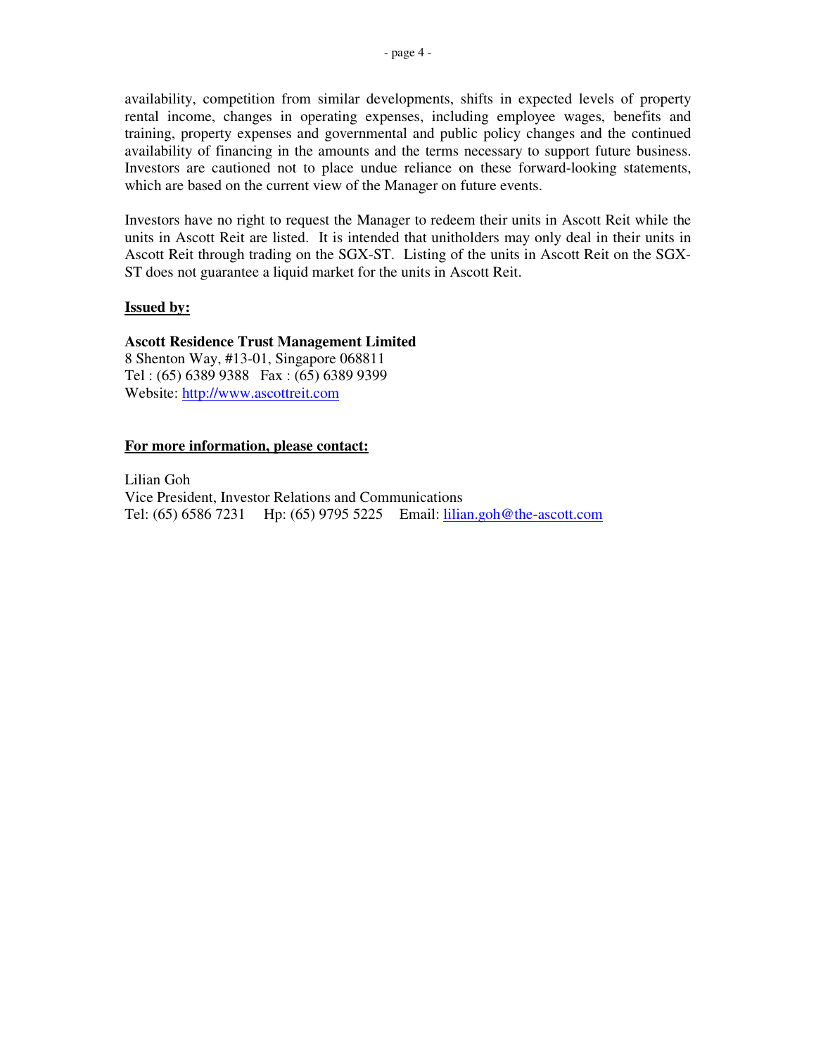availability, competition from similar developments, shifts in expected levels of property rental income, changes in operating expenses, including employee wages, benefits and training, property expenses and governmental and public policy changes and the continued availability of financing in the amounts and the terms necessary to support future business. Investors are cautioned not to place undue reliance on these forward-looking statements, which are based on the current view of the Manager on future events.

Investors have no right to request the Manager to redeem their units in Ascott Reit while the units in Ascott Reit are listed. It is intended that unitholders may only deal in their units in Ascott Reit through trading on the SGX-ST. Listing of the units in Ascott Reit on the SGX-ST does not guarantee a liquid market for the units in Ascott Reit.

**Issued by:**

**Ascott Residence Trust Management Limited**
8 Shenton Way, #13-01, Singapore 068811
Tel : (65) 6389 9388 Fax : (65) 6389 9399
Website: http://www.ascottreit.com

**For more information, please contact:**

Lilian Goh
Vice President, Investor Relations and Communications
Tel: (65) 6586 7231 Hp: (65) 9795 5225 Email: lilian.goh@the-ascott.com